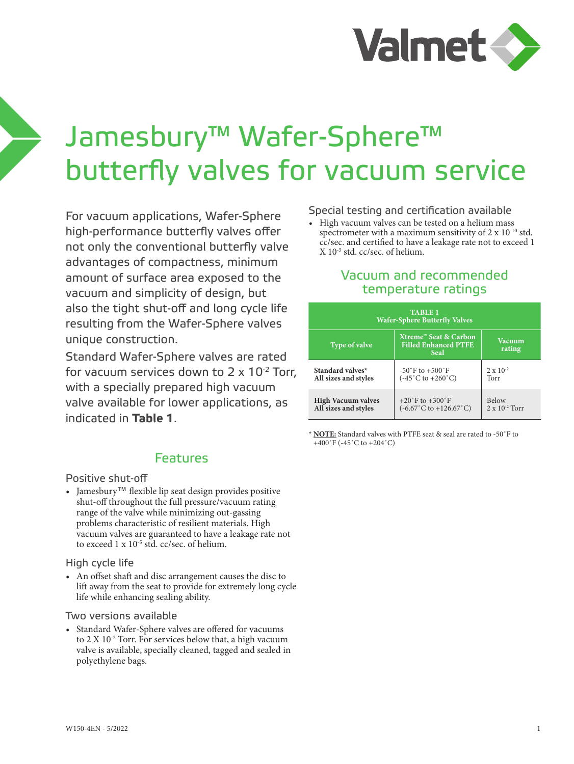# Jamesbury™ Wafer-Sphere™ butterfly valves for vacuum service

For vacuum applications, Wafer-Sphere high-performance butterfly valves offer not only the conventional butterfly valve advantages of compactness, minimum amount of surface area exposed to the vacuum and simplicity of design, but also the tight shut-off and long cycle life resulting from the Wafer-Sphere valves unique construction.

Standard Wafer-Sphere valves are rated for vacuum services down to 2 x $10^{-2}$ Torr, with a specially prepared high vacuum valve available for lower applications, as indicated in **Table 1**.

## Features

### Positive shut-off

- Jamesbury™ flexible lip seat design provides positive shut-off throughout the full pressure/vacuum rating range of the valve while minimizing out-gassing problems characteristic of resilient materials. High vacuum valves are guaranteed to have a leakage rate not to exceed 1 x $10^{-5}$ std. cc/sec. of helium.

### High cycle life

- An offset shaft and disc arrangement causes the disc to lift away from the seat to provide for extremely long cycle life while enhancing sealing ability.

### Two versions available

- Standard Wafer-Sphere valves are offered for vacuums to 2 X $10^{-2}$ Torr. For services below that, a high vacuum valve is available, specially cleaned, tagged and sealed in polyethylene bags.

### Special testing and certification available

- High vacuum valves can be tested on a helium mass spectrometer with a maximum sensitivity of 2 x $10^{-10}$ std. cc/sec. and certified to have a leakage rate not to exceed 1 X $10^{-5}$ std. cc/sec. of helium.

## Vacuum and recommended temperature ratings

**TABLE 1**
**Wafer-Sphere Butterfly Valves**

| Type of valve | Xtreme™ Seat & Carbon Filled Enhanced PTFE Seal | Vacuum rating |
|---|---|---|
| **Standard valves*** **All sizes and styles** | -50˚F to +500˚F (-45˚C to +260˚C) | 2 x $10^{-2}$ Torr |
| **High Vacuum valves** **All sizes and styles** | +20˚F to +300˚F (-6.67˚C to +126.67˚C) | Below 2 x $10^{-2}$ Torr |

\* **NOTE:** Standard valves with PTFE seat & seal are rated to -50˚F to +400˚F (-45˚C to +204˚C)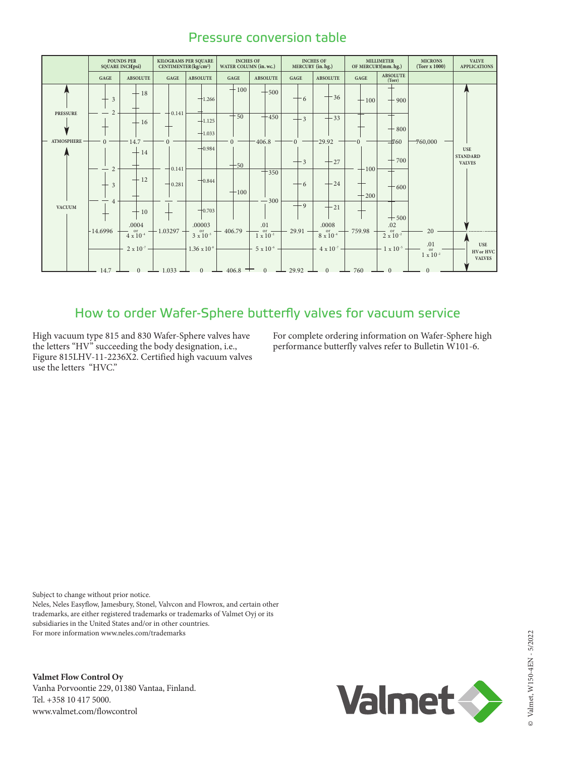## Pressure conversion table

| | Pounds per square inch (psi) | | Kilograms per square centimeter (kg/cm²) | | Inches of water column (in. wc.) | | Inches of mercury (in. hg.) | | Millimeter of mercury (mm. hg.) | | Microns (Torr x 1000) | Valve applications |
|---|---|---|---|---|---|---|---|---|---|---|---|---|
| | Gage | Absolute | Gage | Absolute | Gage | Absolute | Gage | Absolute | Gage | Absolute (Torr) | | |
| Pressure | 3, 2 | 18, 16 | 0.141 | 1.266, 1.125 | 100, 50 | 500, 450 | 6, 3 | 36, 33 | 100 | 900, 800 | | |
| Atmosphere | 0 | 14.7 | 0 | 1.033 | 0 | 406.8 | 0 | 29.92 | 0 | 760 | 760,000 | Use standard valves |
| Vacuum | 2, 3, 4 | 14, 12, 10 | 0.141, 0.281 | 0.984, 0.844, 0.703 | 50, 100 | 350, 300 | 3, 6, 9 | 27, 24, 21 | 100, 200 | 700, 600, 500 | | |
| | 14.6996 | .0004 or $4 \times 10^{-4}$ | 1.03297 | .00003 or $3 \times 10^{-5}$ | 406.79 | .01 or $1 \times 10^{-2}$ | 29.91 | .0008 or $8 \times 10^{-4}$ | 759.98 | .02 or $2 \times 10^{-2}$ | 20 | |
| | | $2 \times 10^{-7}$ | | $1.36 \times 10^{-8}$ | | $5 \times 10^{-6}$ | | $4 \times 10^{-7}$ | | $1 \times 10^{-5}$ | .01 or $1 \times 10^{-2}$ | Use HV or HVC valves |
| | 14.7 | 0 | 1.033 | 0 | 406.8 | 0 | 29.92 | 0 | 760 | 0 | 0 | |

## How to order Wafer-Sphere butterfly valves for vacuum service

High vacuum type 815 and 830 Wafer-Sphere valves have the letters "HV" succeeding the body designation, i.e., Figure 815LHV-11-2236X2. Certified high vacuum valves use the letters "HVC."

For complete ordering information on Wafer-Sphere high performance butterfly valves refer to Bulletin W101-6.

Subject to change without prior notice.
Neles, Neles Easyflow, Jamesbury, Stonel, Valvcon and Flowrox, and certain other trademarks, are either registered trademarks or trademarks of Valmet Oyj or its subsidiaries in the United States and/or in other countries.
For more information www.neles.com/trademarks

**Valmet Flow Control Oy**
Vanha Porvoontie 229, 01380 Vantaa, Finland.
Tel. +358 10 417 5000.
www.valmet.com/flowcontrol

© Valmet, W150-4EN - 5/2022